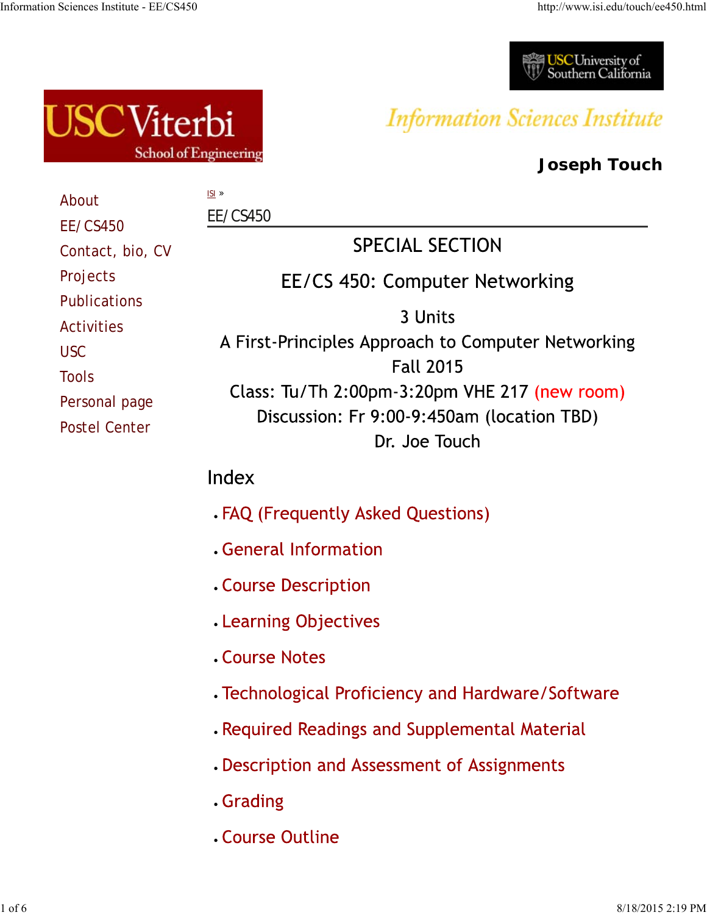Joseph Touch

- About
- EE/CS450
- Contact, bio, CV
- Projects
- Publications
- Activities
- USC
- Tools
- Personal page
- Postel Center

ISI »

# EE/CS450

## SPECIAL SECTION

## EE/CS 450: Computer Networking

3 Units

A First-Principles Approach to Computer Networking

Fall 2015

Class: Tu/Th 2:00pm-3:20pm VHE 217 (new room)

Discussion: Fr 9:00-9:450am (location TBD)

Dr. Joe Touch

## Index

- FAQ (Frequently Asked Questions)
- General Information
- Course Description
- Learning Objectives
- Course Notes
- Technological Proficiency and Hardware/Software
- Required Readings and Supplemental Material
- Description and Assessment of Assignments
- Grading
- Course Outline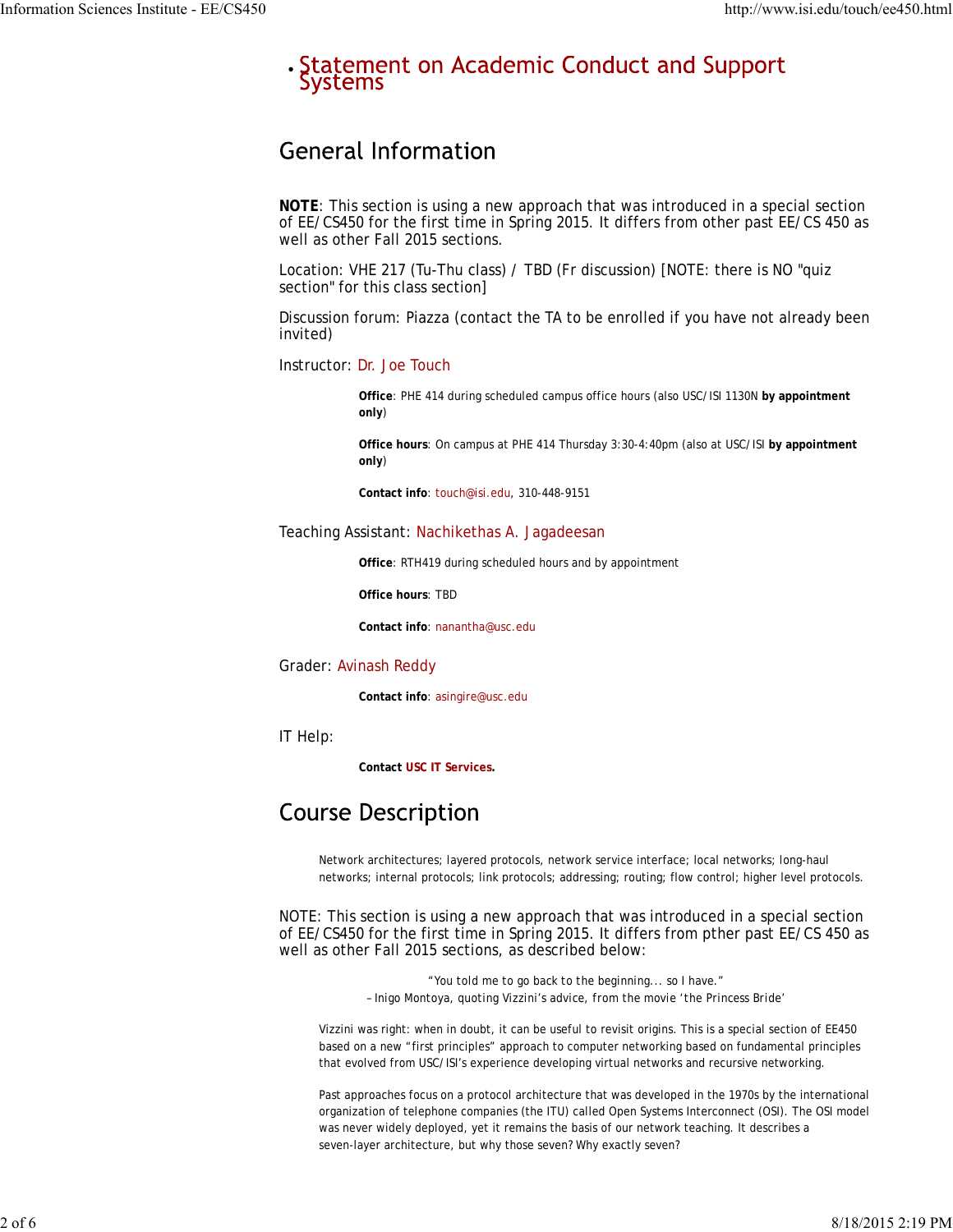- Statement on Academic Conduct and Support Systems

## General Information

**NOTE**: This section is using a new approach that was introduced in a special section of EE/CS450 for the first time in Spring 2015. It differs from other past EE/CS 450 as well as other Fall 2015 sections.

Location: VHE 217 (Tu-Thu class) / TBD (Fr discussion) [NOTE: there is NO "quiz section" for this class section]

Discussion forum: Piazza (contact the TA to be enrolled if you have not already been invited)

Instructor: Dr. Joe Touch

> **Office**: PHE 414 during scheduled campus office hours (also USC/ISI 1130N **by appointment only**)
>
> **Office hours**: On campus at PHE 414 Thursday 3:30-4:40pm (also at USC/ISI **by appointment only**)
>
> **Contact info**: touch@isi.edu, 310-448-9151

Teaching Assistant: Nachikethas A. Jagadeesan

> **Office**: RTH419 during scheduled hours and by appointment
>
> **Office hours**: TBD
>
> **Contact info**: nanantha@usc.edu

Grader: Avinash Reddy

> **Contact info**: asingire@usc.edu

IT Help:

> **Contact USC IT Services.**

## Course Description

> Network architectures; layered protocols, network service interface; local networks; long-haul networks; internal protocols; link protocols; addressing; routing; flow control; higher level protocols.

NOTE: This section is using a new approach that was introduced in a special section of EE/CS450 for the first time in Spring 2015. It differs from pther past EE/CS 450 as well as other Fall 2015 sections, as described below:

> "You told me to go back to the beginning... so I have."
> – Inigo Montoya, quoting Vizzini's advice, from the movie 'the Princess Bride'

> Vizzini was right: when in doubt, it can be useful to revisit origins. This is a special section of EE450 based on a new "first principles" approach to computer networking based on fundamental principles that evolved from USC/ISI's experience developing virtual networks and recursive networking.
>
> Past approaches focus on a protocol architecture that was developed in the 1970s by the international organization of telephone companies (the ITU) called Open Systems Interconnect (OSI). The OSI model was never widely deployed, yet it remains the basis of our network teaching. It describes a seven-layer architecture, but why those seven? Why exactly seven?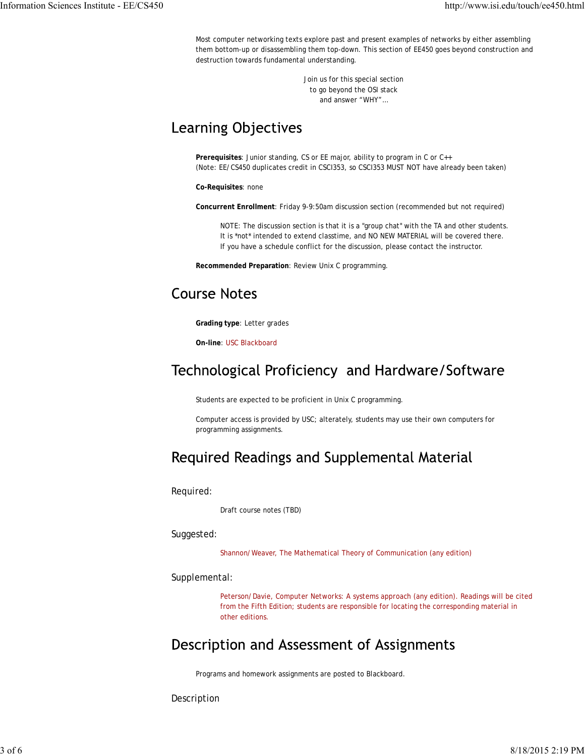Most computer networking texts explore past and present examples of networks by either assembling them bottom-up or disassembling them top-down. This section of EE450 goes beyond construction and destruction towards fundamental understanding.

Join us for this special section
to go beyond the OSI stack
and answer "WHY"...

## Learning Objectives

**Prerequisites**: Junior standing, CS or EE major, ability to program in C or C++
(Note: EE/CS450 duplicates credit in CSCI353, so CSCI353 MUST NOT have already been taken)

**Co-Requisites**: none

**Concurrent Enrollment**: Friday 9-9:50am discussion section (recommended but not required)

> NOTE: The discussion section is that it is a "group chat" with the TA and other students.
> It is *not* intended to extend classtime, and NO NEW MATERIAL will be covered there.
> If you have a schedule conflict for the discussion, please contact the instructor.

**Recommended Preparation**: Review Unix C programming.

## Course Notes

**Grading type**: Letter grades

**On-line**: USC Blackboard

## Technological Proficiency and Hardware/Software

Students are expected to be proficient in Unix C programming.

Computer access is provided by USC; alterately, students may use their own computers for programming assignments.

## Required Readings and Supplemental Material

### Required:

Draft course notes (TBD)

### Suggested:

Shannon/Weaver, The Mathematical Theory of Communication (any edition)

### Supplemental:

Peterson/Davie, Computer Networks: A systems approach (any edition). Readings will be cited from the Fifth Edition; students are responsible for locating the corresponding material in other editions.

## Description and Assessment of Assignments

Programs and homework assignments are posted to Blackboard.

### Description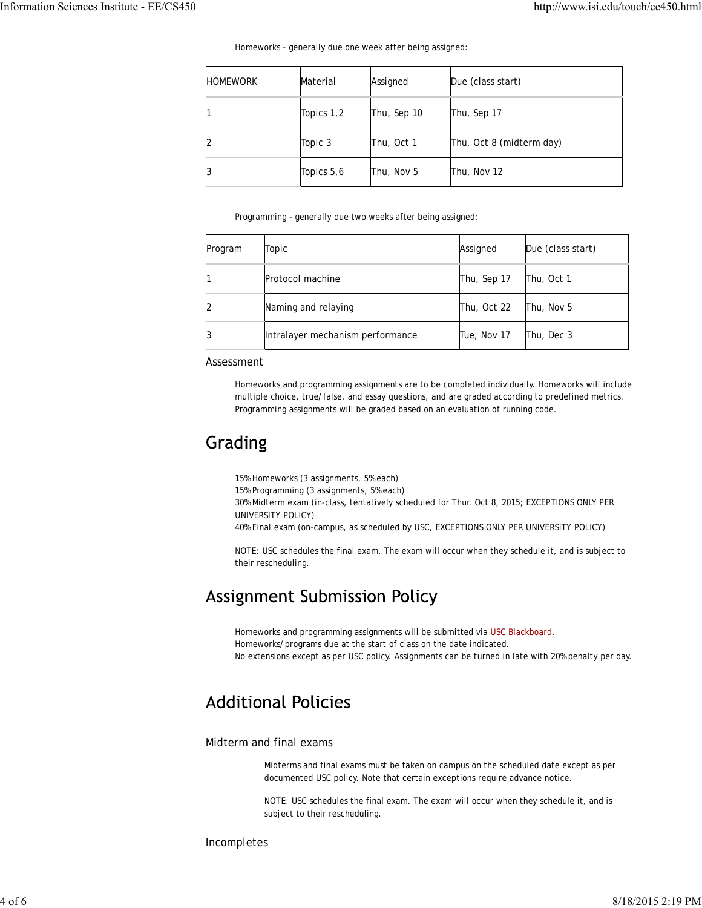Homeworks - generally due one week after being assigned:

| HOMEWORK | Material | Assigned | Due (class start) |
| --- | --- | --- | --- |
| 1 | Topics 1,2 | Thu, Sep 10 | Thu, Sep 17 |
| 2 | Topic 3 | Thu, Oct 1 | Thu, Oct 8 (midterm day) |
| 3 | Topics 5,6 | Thu, Nov 5 | Thu, Nov 12 |

Programming - generally due two weeks after being assigned:

| Program | Topic | Assigned | Due (class start) |
| --- | --- | --- | --- |
| 1 | Protocol machine | Thu, Sep 17 | Thu, Oct 1 |
| 2 | Naming and relaying | Thu, Oct 22 | Thu, Nov 5 |
| 3 | Intralayer mechanism performance | Tue, Nov 17 | Thu, Dec 3 |

### Assessment

Homeworks and programming assignments are to be completed individually. Homeworks will include multiple choice, true/false, and essay questions, and are graded according to predefined metrics. Programming assignments will be graded based on an evaluation of running code.

## Grading

15% Homeworks (3 assignments, 5% each)
15% Programming (3 assignments, 5% each)
30% Midterm exam (in-class, tentatively scheduled for Thur. Oct 8, 2015; EXCEPTIONS ONLY PER UNIVERSITY POLICY)
40% Final exam (on-campus, as scheduled by USC, EXCEPTIONS ONLY PER UNIVERSITY POLICY)

NOTE: USC schedules the final exam. The exam will occur when they schedule it, and is subject to their rescheduling.

## Assignment Submission Policy

Homeworks and programming assignments will be submitted via USC Blackboard.
Homeworks/programs due at the start of class on the date indicated.
No extensions except as per USC policy. Assignments can be turned in late with 20% penalty per day.

## Additional Policies

### Midterm and final exams

Midterms and final exams must be taken on campus on the scheduled date except as per documented USC policy. Note that certain exceptions require advance notice.

NOTE: USC schedules the final exam. The exam will occur when they schedule it, and is subject to their rescheduling.

### Incompletes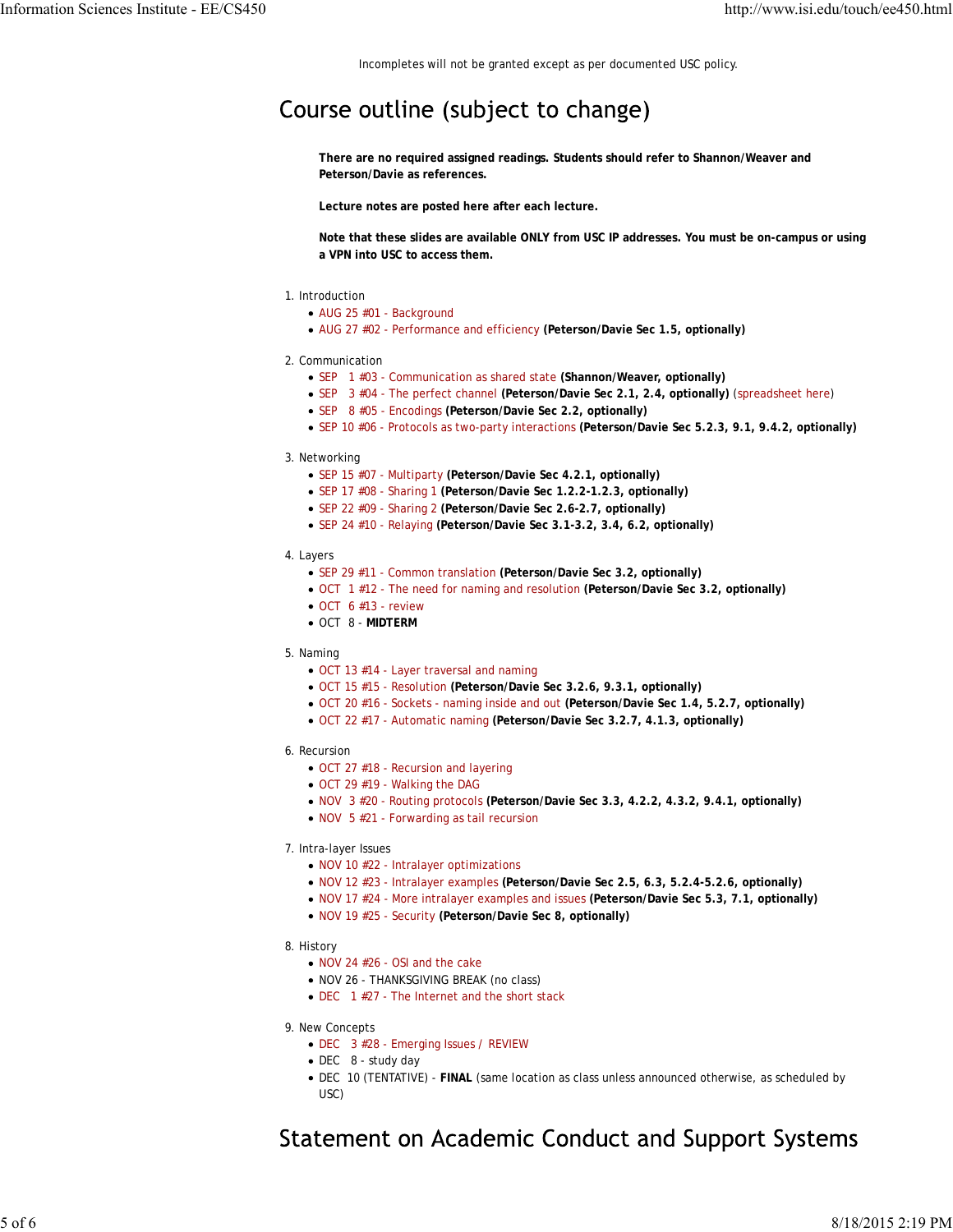Incompletes will not be granted except as per documented USC policy.

# Course outline (subject to change)

**There are no required assigned readings. Students should refer to Shannon/Weaver and Peterson/Davie as references.**

**Lecture notes are posted here after each lecture.**

**Note that these slides are available ONLY from USC IP addresses. You must be on-campus or using a VPN into USC to access them.**

1. Introduction
   - AUG 25 #01 - Background
   - AUG 27 #02 - Performance and efficiency **(Peterson/Davie Sec 1.5, optionally)**
2. Communication
   - SEP 1 #03 - Communication as shared state **(Shannon/Weaver, optionally)**
   - SEP 3 #04 - The perfect channel **(Peterson/Davie Sec 2.1, 2.4, optionally)** (spreadsheet here)
   - SEP 8 #05 - Encodings **(Peterson/Davie Sec 2.2, optionally)**
   - SEP 10 #06 - Protocols as two-party interactions **(Peterson/Davie Sec 5.2.3, 9.1, 9.4.2, optionally)**
3. Networking
   - SEP 15 #07 - Multiparty **(Peterson/Davie Sec 4.2.1, optionally)**
   - SEP 17 #08 - Sharing 1 **(Peterson/Davie Sec 1.2.2-1.2.3, optionally)**
   - SEP 22 #09 - Sharing 2 **(Peterson/Davie Sec 2.6-2.7, optionally)**
   - SEP 24 #10 - Relaying **(Peterson/Davie Sec 3.1-3.2, 3.4, 6.2, optionally)**
4. Layers
   - SEP 29 #11 - Common translation **(Peterson/Davie Sec 3.2, optionally)**
   - OCT 1 #12 - The need for naming and resolution **(Peterson/Davie Sec 3.2, optionally)**
   - OCT 6 #13 - review
   - OCT 8 - **MIDTERM**
5. Naming
   - OCT 13 #14 - Layer traversal and naming
   - OCT 15 #15 - Resolution **(Peterson/Davie Sec 3.2.6, 9.3.1, optionally)**
   - OCT 20 #16 - Sockets - naming inside and out **(Peterson/Davie Sec 1.4, 5.2.7, optionally)**
   - OCT 22 #17 - Automatic naming **(Peterson/Davie Sec 3.2.7, 4.1.3, optionally)**
6. Recursion
   - OCT 27 #18 - Recursion and layering
   - OCT 29 #19 - Walking the DAG
   - NOV 3 #20 - Routing protocols **(Peterson/Davie Sec 3.3, 4.2.2, 4.3.2, 9.4.1, optionally)**
   - NOV 5 #21 - Forwarding as tail recursion
7. Intra-layer Issues
   - NOV 10 #22 - Intralayer optimizations
   - NOV 12 #23 - Intralayer examples **(Peterson/Davie Sec 2.5, 6.3, 5.2.4-5.2.6, optionally)**
   - NOV 17 #24 - More intralayer examples and issues **(Peterson/Davie Sec 5.3, 7.1, optionally)**
   - NOV 19 #25 - Security **(Peterson/Davie Sec 8, optionally)**
8. History
   - NOV 24 #26 - OSI and the cake
   - NOV 26 - THANKSGIVING BREAK (no class)
   - DEC 1 #27 - The Internet and the short stack
9. New Concepts
   - DEC 3 #28 - Emerging Issues / REVIEW
   - DEC 8 - study day
   - DEC 10 (TENTATIVE) - **FINAL** (same location as class unless announced otherwise, as scheduled by USC)

# Statement on Academic Conduct and Support Systems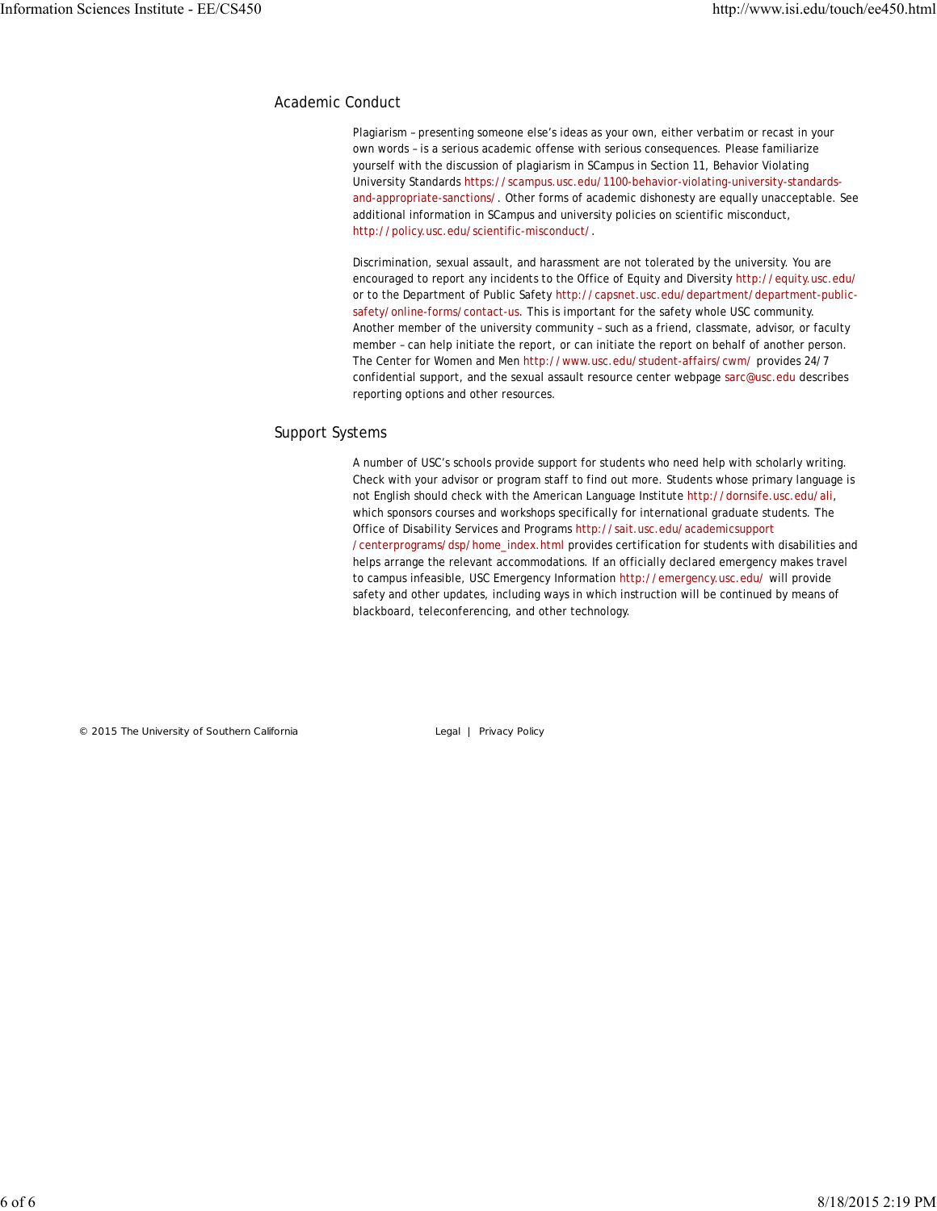## Academic Conduct

Plagiarism – presenting someone else's ideas as your own, either verbatim or recast in your own words – is a serious academic offense with serious consequences. Please familiarize yourself with the discussion of plagiarism in SCampus in Section 11, Behavior Violating University Standards https://scampus.usc.edu/1100-behavior-violating-university-standards-and-appropriate-sanctions/. Other forms of academic dishonesty are equally unacceptable. See additional information in SCampus and university policies on scientific misconduct, http://policy.usc.edu/scientific-misconduct/.

Discrimination, sexual assault, and harassment are not tolerated by the university. You are encouraged to report any incidents to the Office of Equity and Diversity http://equity.usc.edu/ or to the Department of Public Safety http://capsnet.usc.edu/department/department-public-safety/online-forms/contact-us. This is important for the safety whole USC community. Another member of the university community – such as a friend, classmate, advisor, or faculty member – can help initiate the report, or can initiate the report on behalf of another person. The Center for Women and Men http://www.usc.edu/student-affairs/cwm/ provides 24/7 confidential support, and the sexual assault resource center webpage sarc@usc.edu describes reporting options and other resources.

## Support Systems

A number of USC's schools provide support for students who need help with scholarly writing. Check with your advisor or program staff to find out more. Students whose primary language is not English should check with the American Language Institute http://dornsife.usc.edu/ali, which sponsors courses and workshops specifically for international graduate students. The Office of Disability Services and Programs http://sait.usc.edu/academicsupport/centerprograms/dsp/home_index.html provides certification for students with disabilities and helps arrange the relevant accommodations. If an officially declared emergency makes travel to campus infeasible, USC Emergency Information http://emergency.usc.edu/ will provide safety and other updates, including ways in which instruction will be continued by means of blackboard, teleconferencing, and other technology.

© 2015 The University of Southern California Legal | Privacy Policy